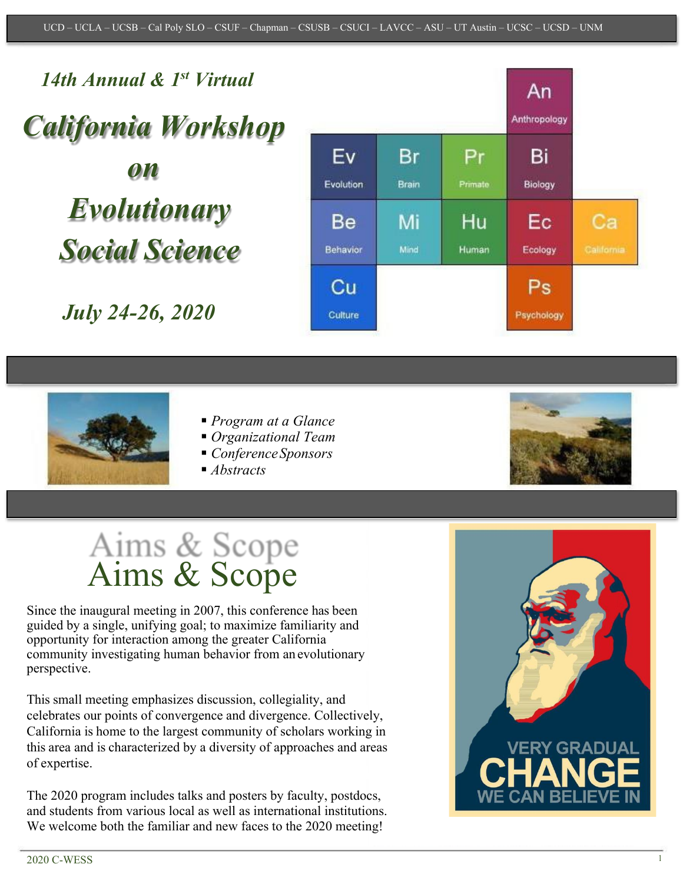UCD – UCLA – UCSB – Cal Poly SLO – CSUF – Chapman – CSUSB – CSUCI – LAVCC – ASU – UT Austin – UCSC – UCSD – UNM

*14th Annual & 1st Virtual*

# *California Workshop on Evolutionary Social Science*

***July 24-26, 2020***

- *Program at a Glance*
- *Organizational Team*
- *Conference Sponsors*
- *Abstracts*

## Aims & Scope

Since the inaugural meeting in 2007, this conference has been guided by a single, unifying goal; to maximize familiarity and opportunity for interaction among the greater California community investigating human behavior from an evolutionary perspective.

This small meeting emphasizes discussion, collegiality, and celebrates our points of convergence and divergence. Collectively, California is home to the largest community of scholars working in this area and is characterized by a diversity of approaches and areas of expertise.

The 2020 program includes talks and posters by faculty, postdocs, and students from various local as well as international institutions. We welcome both the familiar and new faces to the 2020 meeting!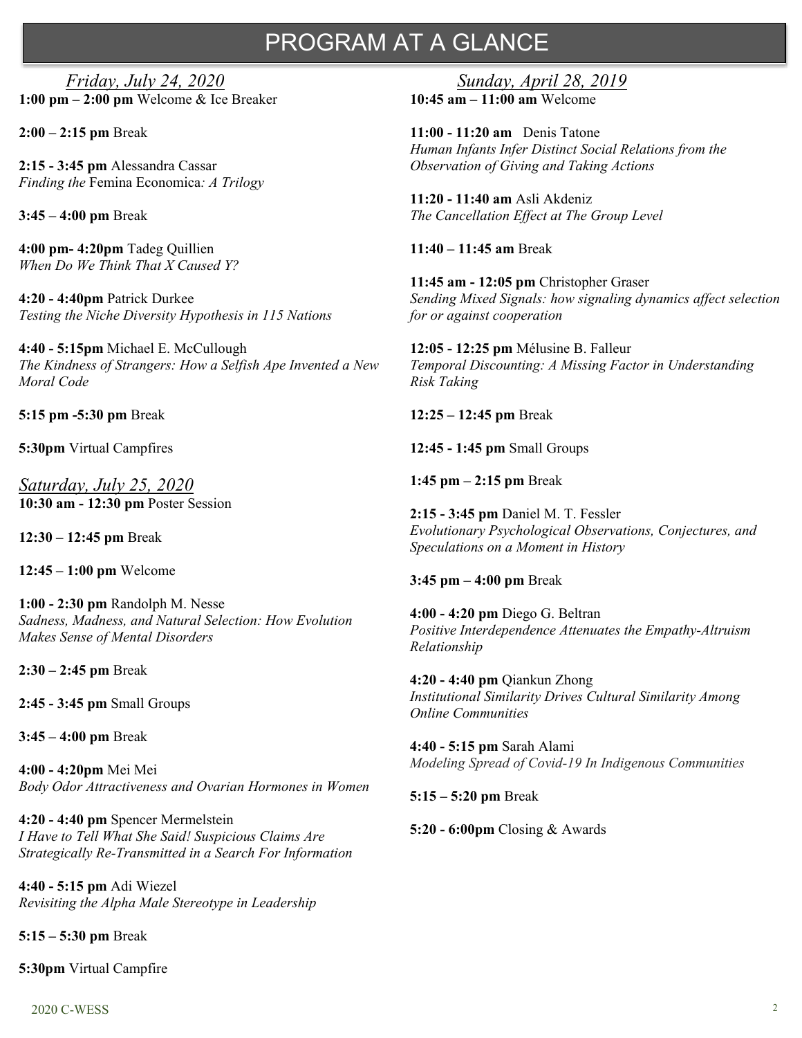# PROGRAM AT A GLANCE

## *Friday, July 24, 2020*

**1:00 pm – 2:00 pm** Welcome & Ice Breaker

**2:00 – 2:15 pm** Break

**2:15 - 3:45 pm** Alessandra Cassar
*Finding the* Femina Economica*: A Trilogy*

**3:45 – 4:00 pm** Break

**4:00 pm- 4:20pm** Tadeg Quillien
*When Do We Think That X Caused Y?*

**4:20 - 4:40pm** Patrick Durkee
*Testing the Niche Diversity Hypothesis in 115 Nations*

**4:40 - 5:15pm** Michael E. McCullough
*The Kindness of Strangers: How a Selfish Ape Invented a New Moral Code*

**5:15 pm -5:30 pm** Break

**5:30pm** Virtual Campfires

## *Saturday, July 25, 2020*

**10:30 am - 12:30 pm** Poster Session

**12:30 – 12:45 pm** Break

**12:45 – 1:00 pm** Welcome

**1:00 - 2:30 pm** Randolph M. Nesse
*Sadness, Madness, and Natural Selection: How Evolution Makes Sense of Mental Disorders*

**2:30 – 2:45 pm** Break

**2:45 - 3:45 pm** Small Groups

**3:45 – 4:00 pm** Break

**4:00 - 4:20pm** Mei Mei
*Body Odor Attractiveness and Ovarian Hormones in Women*

**4:20 - 4:40 pm** Spencer Mermelstein
*I Have to Tell What She Said! Suspicious Claims Are Strategically Re-Transmitted in a Search For Information*

**4:40 - 5:15 pm** Adi Wiezel
*Revisiting the Alpha Male Stereotype in Leadership*

**5:15 – 5:30 pm** Break

**5:30pm** Virtual Campfire

## *Sunday, April 28, 2019*

**10:45 am – 11:00 am** Welcome

**11:00 - 11:20 am** Denis Tatone
*Human Infants Infer Distinct Social Relations from the Observation of Giving and Taking Actions*

**11:20 - 11:40 am** Asli Akdeniz
*The Cancellation Effect at The Group Level*

**11:40 – 11:45 am** Break

**11:45 am - 12:05 pm** Christopher Graser
*Sending Mixed Signals: how signaling dynamics affect selection for or against cooperation*

**12:05 - 12:25 pm** Mélusine B. Falleur
*Temporal Discounting: A Missing Factor in Understanding Risk Taking*

**12:25 – 12:45 pm** Break

**12:45 - 1:45 pm** Small Groups

**1:45 pm – 2:15 pm** Break

**2:15 - 3:45 pm** Daniel M. T. Fessler
*Evolutionary Psychological Observations, Conjectures, and Speculations on a Moment in History*

**3:45 pm – 4:00 pm** Break

**4:00 - 4:20 pm** Diego G. Beltran
*Positive Interdependence Attenuates the Empathy-Altruism Relationship*

**4:20 - 4:40 pm** Qiankun Zhong
*Institutional Similarity Drives Cultural Similarity Among Online Communities*

**4:40 - 5:15 pm** Sarah Alami
*Modeling Spread of Covid-19 In Indigenous Communities*

**5:15 – 5:20 pm** Break

**5:20 - 6:00pm** Closing & Awards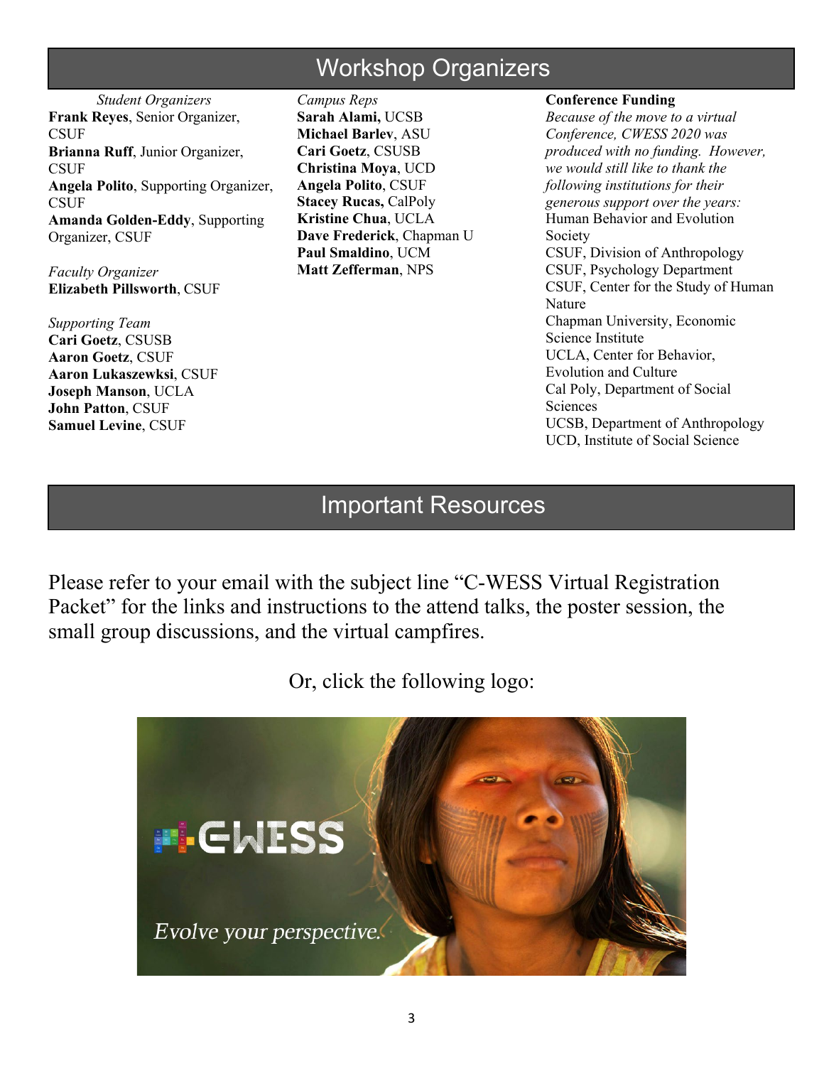# Workshop Organizers

*Student Organizers*
**Frank Reyes**, Senior Organizer, CSUF
**Brianna Ruff**, Junior Organizer, CSUF
**Angela Polito**, Supporting Organizer, CSUF
**Amanda Golden-Eddy**, Supporting Organizer, CSUF

*Faculty Organizer*
**Elizabeth Pillsworth**, CSUF

*Supporting Team*
**Cari Goetz**, CSUSB
**Aaron Goetz**, CSUF
**Aaron Lukaszewksi**, CSUF
**Joseph Manson**, UCLA
**John Patton**, CSUF
**Samuel Levine**, CSUF

*Campus Reps*
**Sarah Alami,** UCSB
**Michael Barlev**, ASU
**Cari Goetz**, CSUSB
**Christina Moya**, UCD
**Angela Polito**, CSUF
**Stacey Rucas,** CalPoly
**Kristine Chua**, UCLA
**Dave Frederick**, Chapman U
**Paul Smaldino**, UCM
**Matt Zefferman**, NPS

**Conference Funding**
*Because of the move to a virtual Conference, CWESS 2020 was produced with no funding. However, we would still like to thank the following institutions for their generous support over the years:*
Human Behavior and Evolution Society
CSUF, Division of Anthropology
CSUF, Psychology Department
CSUF, Center for the Study of Human Nature
Chapman University, Economic Science Institute
UCLA, Center for Behavior, Evolution and Culture
Cal Poly, Department of Social Sciences
UCSB, Department of Anthropology
UCD, Institute of Social Science

# Important Resources

Please refer to your email with the subject line "C-WESS Virtual Registration Packet" for the links and instructions to the attend talks, the poster session, the small group discussions, and the virtual campfires.

Or, click the following logo: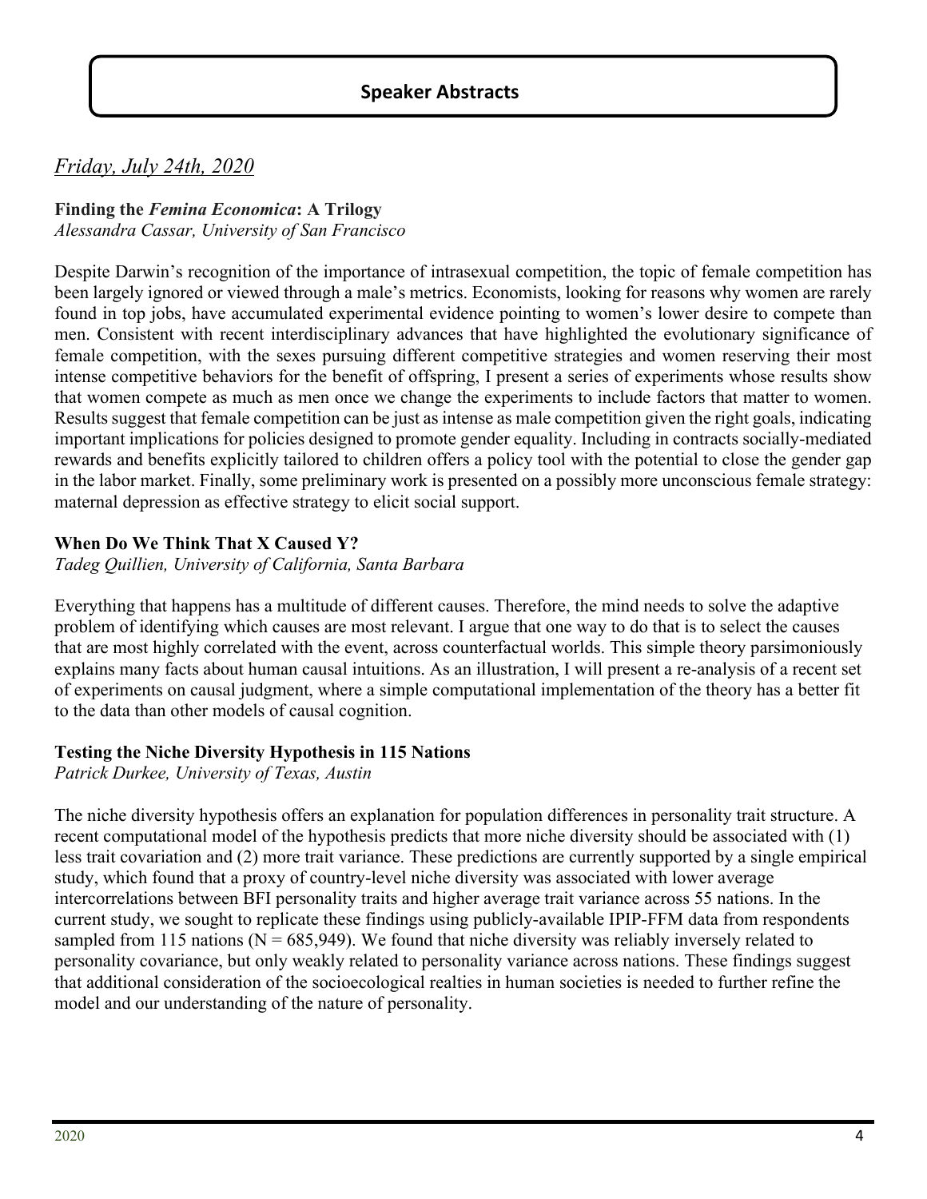## Speaker Abstracts

*Friday, July 24th, 2020*

**Finding the *Femina Economica*: A Trilogy**
*Alessandra Cassar, University of San Francisco*

Despite Darwin's recognition of the importance of intrasexual competition, the topic of female competition has been largely ignored or viewed through a male's metrics. Economists, looking for reasons why women are rarely found in top jobs, have accumulated experimental evidence pointing to women's lower desire to compete than men. Consistent with recent interdisciplinary advances that have highlighted the evolutionary significance of female competition, with the sexes pursuing different competitive strategies and women reserving their most intense competitive behaviors for the benefit of offspring, I present a series of experiments whose results show that women compete as much as men once we change the experiments to include factors that matter to women. Results suggest that female competition can be just as intense as male competition given the right goals, indicating important implications for policies designed to promote gender equality. Including in contracts socially-mediated rewards and benefits explicitly tailored to children offers a policy tool with the potential to close the gender gap in the labor market. Finally, some preliminary work is presented on a possibly more unconscious female strategy: maternal depression as effective strategy to elicit social support.

**When Do We Think That X Caused Y?**
*Tadeg Quillien, University of California, Santa Barbara*

Everything that happens has a multitude of different causes. Therefore, the mind needs to solve the adaptive problem of identifying which causes are most relevant. I argue that one way to do that is to select the causes that are most highly correlated with the event, across counterfactual worlds. This simple theory parsimoniously explains many facts about human causal intuitions. As an illustration, I will present a re-analysis of a recent set of experiments on causal judgment, where a simple computational implementation of the theory has a better fit to the data than other models of causal cognition.

**Testing the Niche Diversity Hypothesis in 115 Nations**
*Patrick Durkee, University of Texas, Austin*

The niche diversity hypothesis offers an explanation for population differences in personality trait structure. A recent computational model of the hypothesis predicts that more niche diversity should be associated with (1) less trait covariation and (2) more trait variance. These predictions are currently supported by a single empirical study, which found that a proxy of country-level niche diversity was associated with lower average intercorrelations between BFI personality traits and higher average trait variance across 55 nations. In the current study, we sought to replicate these findings using publicly-available IPIP-FFM data from respondents sampled from 115 nations ($N = 685{,}949$). We found that niche diversity was reliably inversely related to personality covariance, but only weakly related to personality variance across nations. These findings suggest that additional consideration of the socioecological realties in human societies is needed to further refine the model and our understanding of the nature of personality.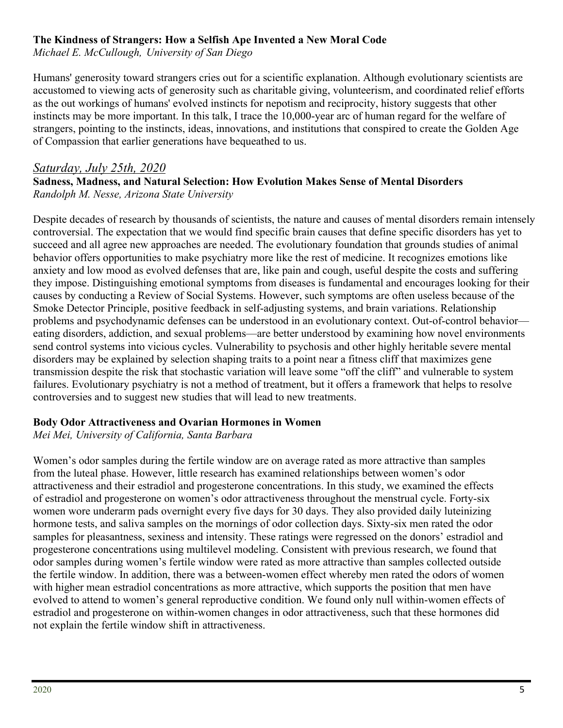**The Kindness of Strangers: How a Selfish Ape Invented a New Moral Code**

*Michael E. McCullough, University of San Diego*

Humans' generosity toward strangers cries out for a scientific explanation. Although evolutionary scientists are accustomed to viewing acts of generosity such as charitable giving, volunteerism, and coordinated relief efforts as the out workings of humans' evolved instincts for nepotism and reciprocity, history suggests that other instincts may be more important. In this talk, I trace the 10,000-year arc of human regard for the welfare of strangers, pointing to the instincts, ideas, innovations, and institutions that conspired to create the Golden Age of Compassion that earlier generations have bequeathed to us.

## *Saturday, July 25th, 2020*

**Sadness, Madness, and Natural Selection: How Evolution Makes Sense of Mental Disorders**

*Randolph M. Nesse, Arizona State University*

Despite decades of research by thousands of scientists, the nature and causes of mental disorders remain intensely controversial. The expectation that we would find specific brain causes that define specific disorders has yet to succeed and all agree new approaches are needed. The evolutionary foundation that grounds studies of animal behavior offers opportunities to make psychiatry more like the rest of medicine. It recognizes emotions like anxiety and low mood as evolved defenses that are, like pain and cough, useful despite the costs and suffering they impose. Distinguishing emotional symptoms from diseases is fundamental and encourages looking for their causes by conducting a Review of Social Systems. However, such symptoms are often useless because of the Smoke Detector Principle, positive feedback in self-adjusting systems, and brain variations. Relationship problems and psychodynamic defenses can be understood in an evolutionary context. Out-of-control behavior—eating disorders, addiction, and sexual problems—are better understood by examining how novel environments send control systems into vicious cycles. Vulnerability to psychosis and other highly heritable severe mental disorders may be explained by selection shaping traits to a point near a fitness cliff that maximizes gene transmission despite the risk that stochastic variation will leave some "off the cliff" and vulnerable to system failures. Evolutionary psychiatry is not a method of treatment, but it offers a framework that helps to resolve controversies and to suggest new studies that will lead to new treatments.

**Body Odor Attractiveness and Ovarian Hormones in Women**

*Mei Mei, University of California, Santa Barbara*

Women's odor samples during the fertile window are on average rated as more attractive than samples from the luteal phase. However, little research has examined relationships between women's odor attractiveness and their estradiol and progesterone concentrations. In this study, we examined the effects of estradiol and progesterone on women's odor attractiveness throughout the menstrual cycle. Forty-six women wore underarm pads overnight every five days for 30 days. They also provided daily luteinizing hormone tests, and saliva samples on the mornings of odor collection days. Sixty-six men rated the odor samples for pleasantness, sexiness and intensity. These ratings were regressed on the donors' estradiol and progesterone concentrations using multilevel modeling. Consistent with previous research, we found that odor samples during women's fertile window were rated as more attractive than samples collected outside the fertile window. In addition, there was a between-women effect whereby men rated the odors of women with higher mean estradiol concentrations as more attractive, which supports the position that men have evolved to attend to women's general reproductive condition. We found only null within-women effects of estradiol and progesterone on within-women changes in odor attractiveness, such that these hormones did not explain the fertile window shift in attractiveness.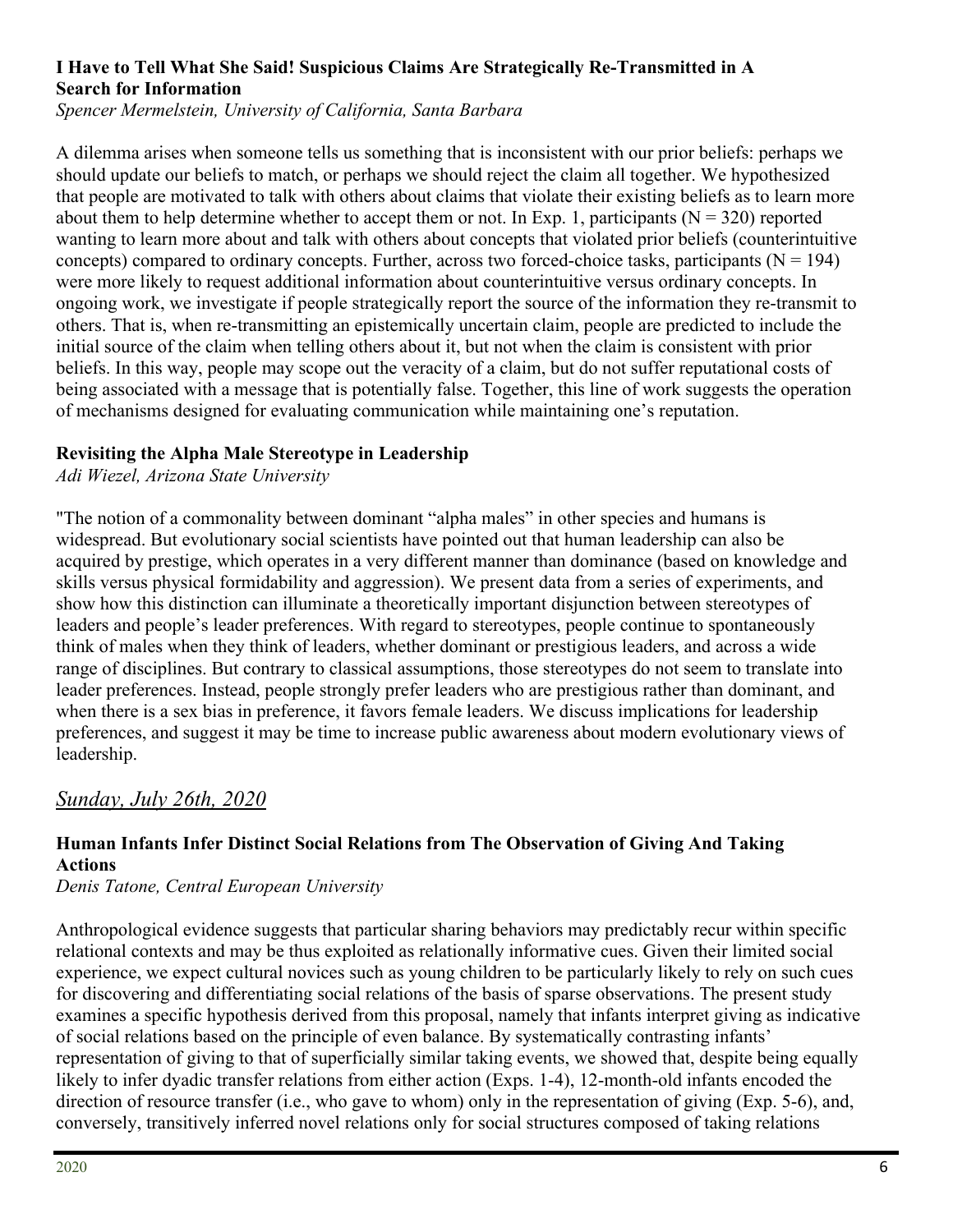### I Have to Tell What She Said! Suspicious Claims Are Strategically Re-Transmitted in A Search for Information

*Spencer Mermelstein, University of California, Santa Barbara*

A dilemma arises when someone tells us something that is inconsistent with our prior beliefs: perhaps we should update our beliefs to match, or perhaps we should reject the claim all together. We hypothesized that people are motivated to talk with others about claims that violate their existing beliefs as to learn more about them to help determine whether to accept them or not. In Exp. 1, participants ($N = 320$) reported wanting to learn more about and talk with others about concepts that violated prior beliefs (counterintuitive concepts) compared to ordinary concepts. Further, across two forced-choice tasks, participants ($N = 194$) were more likely to request additional information about counterintuitive versus ordinary concepts. In ongoing work, we investigate if people strategically report the source of the information they re-transmit to others. That is, when re-transmitting an epistemically uncertain claim, people are predicted to include the initial source of the claim when telling others about it, but not when the claim is consistent with prior beliefs. In this way, people may scope out the veracity of a claim, but do not suffer reputational costs of being associated with a message that is potentially false. Together, this line of work suggests the operation of mechanisms designed for evaluating communication while maintaining one's reputation.

### Revisiting the Alpha Male Stereotype in Leadership

*Adi Wiezel, Arizona State University*

"The notion of a commonality between dominant "alpha males" in other species and humans is widespread. But evolutionary social scientists have pointed out that human leadership can also be acquired by prestige, which operates in a very different manner than dominance (based on knowledge and skills versus physical formidability and aggression). We present data from a series of experiments, and show how this distinction can illuminate a theoretically important disjunction between stereotypes of leaders and people's leader preferences. With regard to stereotypes, people continue to spontaneously think of males when they think of leaders, whether dominant or prestigious leaders, and across a wide range of disciplines. But contrary to classical assumptions, those stereotypes do not seem to translate into leader preferences. Instead, people strongly prefer leaders who are prestigious rather than dominant, and when there is a sex bias in preference, it favors female leaders. We discuss implications for leadership preferences, and suggest it may be time to increase public awareness about modern evolutionary views of leadership.

## *Sunday, July 26th, 2020*

### Human Infants Infer Distinct Social Relations from The Observation of Giving And Taking Actions

*Denis Tatone, Central European University*

Anthropological evidence suggests that particular sharing behaviors may predictably recur within specific relational contexts and may be thus exploited as relationally informative cues. Given their limited social experience, we expect cultural novices such as young children to be particularly likely to rely on such cues for discovering and differentiating social relations of the basis of sparse observations. The present study examines a specific hypothesis derived from this proposal, namely that infants interpret giving as indicative of social relations based on the principle of even balance. By systematically contrasting infants' representation of giving to that of superficially similar taking events, we showed that, despite being equally likely to infer dyadic transfer relations from either action (Exps. 1-4), 12-month-old infants encoded the direction of resource transfer (i.e., who gave to whom) only in the representation of giving (Exp. 5-6), and, conversely, transitively inferred novel relations only for social structures composed of taking relations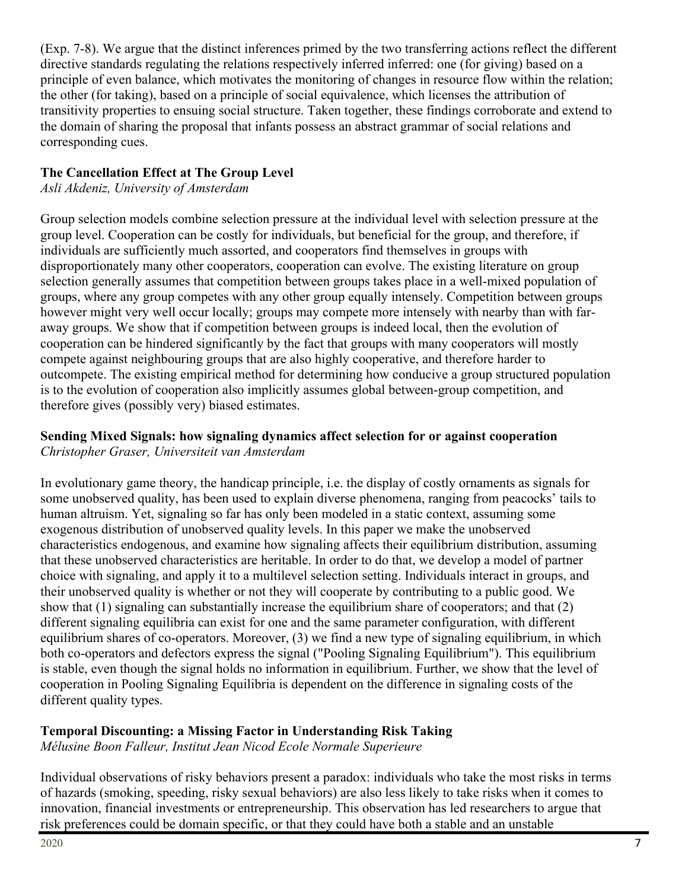(Exp. 7-8). We argue that the distinct inferences primed by the two transferring actions reflect the different directive standards regulating the relations respectively inferred inferred: one (for giving) based on a principle of even balance, which motivates the monitoring of changes in resource flow within the relation; the other (for taking), based on a principle of social equivalence, which licenses the attribution of transitivity properties to ensuing social structure. Taken together, these findings corroborate and extend to the domain of sharing the proposal that infants possess an abstract grammar of social relations and corresponding cues.

**The Cancellation Effect at The Group Level**
*Asli Akdeniz, University of Amsterdam*

Group selection models combine selection pressure at the individual level with selection pressure at the group level. Cooperation can be costly for individuals, but beneficial for the group, and therefore, if individuals are sufficiently much assorted, and cooperators find themselves in groups with disproportionately many other cooperators, cooperation can evolve. The existing literature on group selection generally assumes that competition between groups takes place in a well-mixed population of groups, where any group competes with any other group equally intensely. Competition between groups however might very well occur locally; groups may compete more intensely with nearby than with far-away groups. We show that if competition between groups is indeed local, then the evolution of cooperation can be hindered significantly by the fact that groups with many cooperators will mostly compete against neighbouring groups that are also highly cooperative, and therefore harder to outcompete. The existing empirical method for determining how conducive a group structured population is to the evolution of cooperation also implicitly assumes global between-group competition, and therefore gives (possibly very) biased estimates.

**Sending Mixed Signals: how signaling dynamics affect selection for or against cooperation**
*Christopher Graser, Universiteit van Amsterdam*

In evolutionary game theory, the handicap principle, i.e. the display of costly ornaments as signals for some unobserved quality, has been used to explain diverse phenomena, ranging from peacocks' tails to human altruism. Yet, signaling so far has only been modeled in a static context, assuming some exogenous distribution of unobserved quality levels. In this paper we make the unobserved characteristics endogenous, and examine how signaling affects their equilibrium distribution, assuming that these unobserved characteristics are heritable. In order to do that, we develop a model of partner choice with signaling, and apply it to a multilevel selection setting. Individuals interact in groups, and their unobserved quality is whether or not they will cooperate by contributing to a public good. We show that (1) signaling can substantially increase the equilibrium share of cooperators; and that (2) different signaling equilibria can exist for one and the same parameter configuration, with different equilibrium shares of co-operators. Moreover, (3) we find a new type of signaling equilibrium, in which both co-operators and defectors express the signal ("Pooling Signaling Equilibrium"). This equilibrium is stable, even though the signal holds no information in equilibrium. Further, we show that the level of cooperation in Pooling Signaling Equilibria is dependent on the difference in signaling costs of the different quality types.

**Temporal Discounting: a Missing Factor in Understanding Risk Taking**
*Mélusine Boon Falleur, Institut Jean Nicod Ecole Normale Superieure*

Individual observations of risky behaviors present a paradox: individuals who take the most risks in terms of hazards (smoking, speeding, risky sexual behaviors) are also less likely to take risks when it comes to innovation, financial investments or entrepreneurship. This observation has led researchers to argue that risk preferences could be domain specific, or that they could have both a stable and an unstable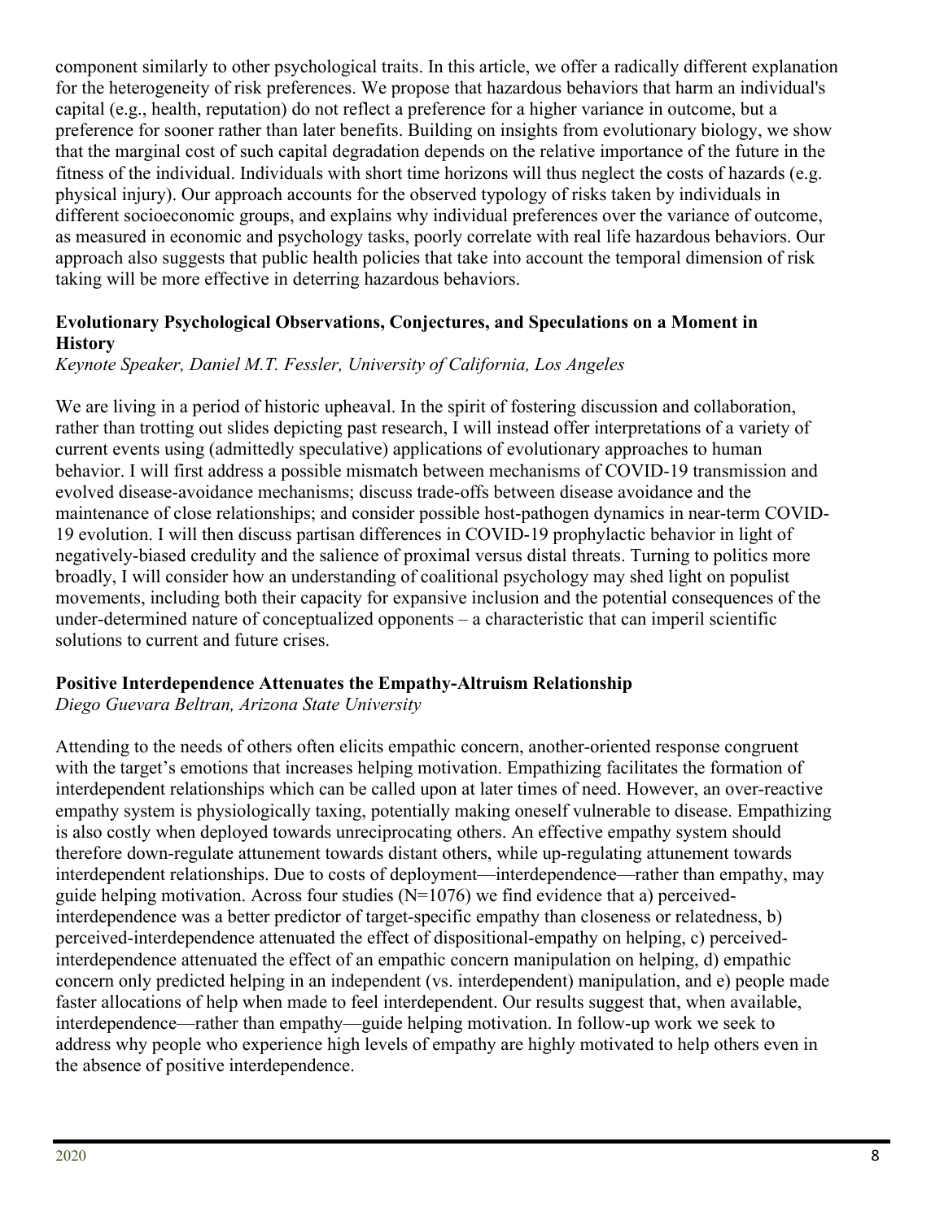component similarly to other psychological traits. In this article, we offer a radically different explanation for the heterogeneity of risk preferences. We propose that hazardous behaviors that harm an individual's capital (e.g., health, reputation) do not reflect a preference for a higher variance in outcome, but a preference for sooner rather than later benefits. Building on insights from evolutionary biology, we show that the marginal cost of such capital degradation depends on the relative importance of the future in the fitness of the individual. Individuals with short time horizons will thus neglect the costs of hazards (e.g. physical injury). Our approach accounts for the observed typology of risks taken by individuals in different socioeconomic groups, and explains why individual preferences over the variance of outcome, as measured in economic and psychology tasks, poorly correlate with real life hazardous behaviors. Our approach also suggests that public health policies that take into account the temporal dimension of risk taking will be more effective in deterring hazardous behaviors.

**Evolutionary Psychological Observations, Conjectures, and Speculations on a Moment in History**

*Keynote Speaker, Daniel M.T. Fessler, University of California, Los Angeles*

We are living in a period of historic upheaval. In the spirit of fostering discussion and collaboration, rather than trotting out slides depicting past research, I will instead offer interpretations of a variety of current events using (admittedly speculative) applications of evolutionary approaches to human behavior. I will first address a possible mismatch between mechanisms of COVID-19 transmission and evolved disease-avoidance mechanisms; discuss trade-offs between disease avoidance and the maintenance of close relationships; and consider possible host-pathogen dynamics in near-term COVID-19 evolution. I will then discuss partisan differences in COVID-19 prophylactic behavior in light of negatively-biased credulity and the salience of proximal versus distal threats. Turning to politics more broadly, I will consider how an understanding of coalitional psychology may shed light on populist movements, including both their capacity for expansive inclusion and the potential consequences of the under-determined nature of conceptualized opponents – a characteristic that can imperil scientific solutions to current and future crises.

**Positive Interdependence Attenuates the Empathy-Altruism Relationship**

*Diego Guevara Beltran, Arizona State University*

Attending to the needs of others often elicits empathic concern, another-oriented response congruent with the target's emotions that increases helping motivation. Empathizing facilitates the formation of interdependent relationships which can be called upon at later times of need. However, an over-reactive empathy system is physiologically taxing, potentially making oneself vulnerable to disease. Empathizing is also costly when deployed towards unreciprocating others. An effective empathy system should therefore down-regulate attunement towards distant others, while up-regulating attunement towards interdependent relationships. Due to costs of deployment—interdependence—rather than empathy, may guide helping motivation. Across four studies (N=1076) we find evidence that a) perceived-interdependence was a better predictor of target-specific empathy than closeness or relatedness, b) perceived-interdependence attenuated the effect of dispositional-empathy on helping, c) perceived-interdependence attenuated the effect of an empathic concern manipulation on helping, d) empathic concern only predicted helping in an independent (vs. interdependent) manipulation, and e) people made faster allocations of help when made to feel interdependent. Our results suggest that, when available, interdependence—rather than empathy—guide helping motivation. In follow-up work we seek to address why people who experience high levels of empathy are highly motivated to help others even in the absence of positive interdependence.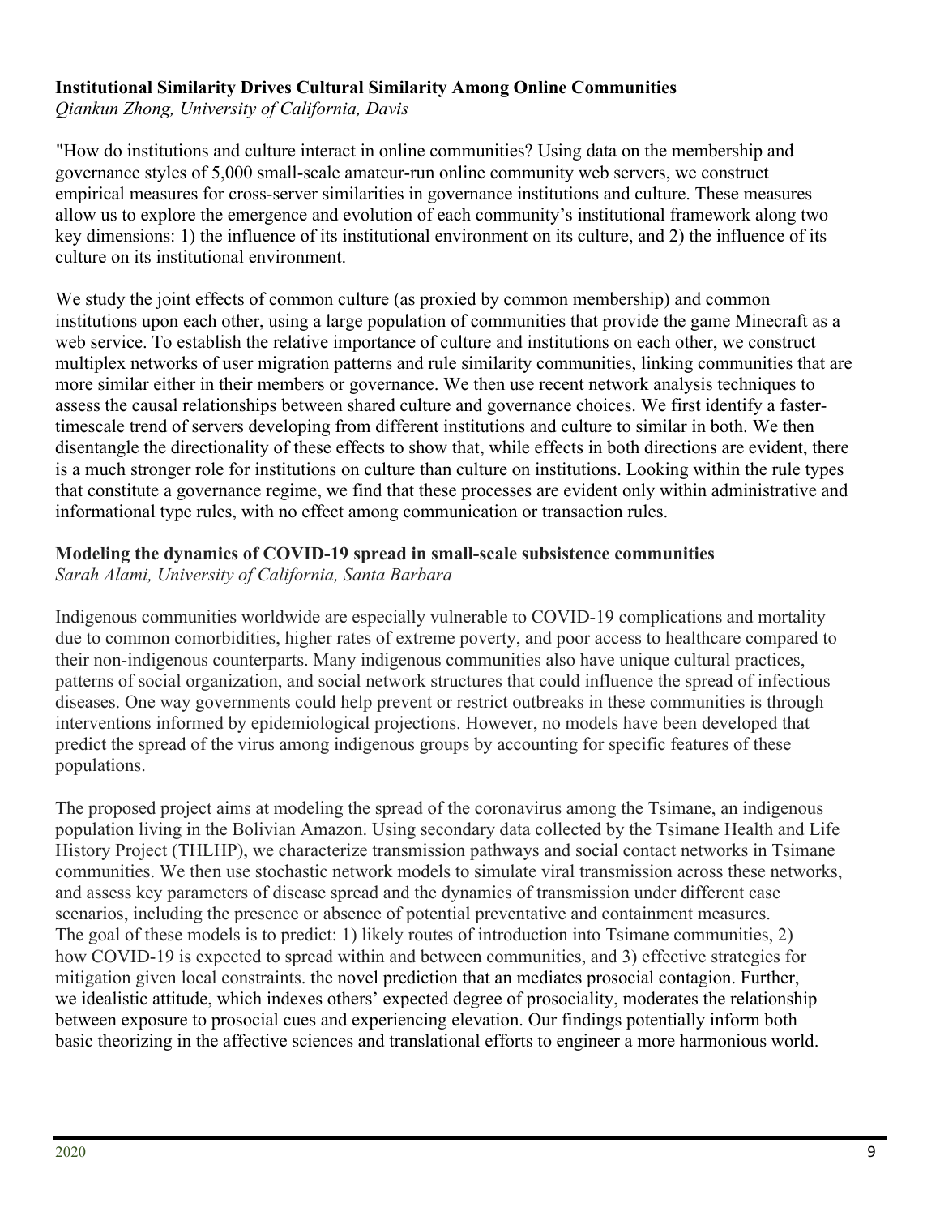**Institutional Similarity Drives Cultural Similarity Among Online Communities**
*Qiankun Zhong, University of California, Davis*

"How do institutions and culture interact in online communities? Using data on the membership and governance styles of 5,000 small-scale amateur-run online community web servers, we construct empirical measures for cross-server similarities in governance institutions and culture. These measures allow us to explore the emergence and evolution of each community's institutional framework along two key dimensions: 1) the influence of its institutional environment on its culture, and 2) the influence of its culture on its institutional environment.

We study the joint effects of common culture (as proxied by common membership) and common institutions upon each other, using a large population of communities that provide the game Minecraft as a web service. To establish the relative importance of culture and institutions on each other, we construct multiplex networks of user migration patterns and rule similarity communities, linking communities that are more similar either in their members or governance. We then use recent network analysis techniques to assess the causal relationships between shared culture and governance choices. We first identify a faster-timescale trend of servers developing from different institutions and culture to similar in both. We then disentangle the directionality of these effects to show that, while effects in both directions are evident, there is a much stronger role for institutions on culture than culture on institutions. Looking within the rule types that constitute a governance regime, we find that these processes are evident only within administrative and informational type rules, with no effect among communication or transaction rules.

**Modeling the dynamics of COVID-19 spread in small-scale subsistence communities**
*Sarah Alami, University of California, Santa Barbara*

Indigenous communities worldwide are especially vulnerable to COVID-19 complications and mortality due to common comorbidities, higher rates of extreme poverty, and poor access to healthcare compared to their non-indigenous counterparts. Many indigenous communities also have unique cultural practices, patterns of social organization, and social network structures that could influence the spread of infectious diseases. One way governments could help prevent or restrict outbreaks in these communities is through interventions informed by epidemiological projections. However, no models have been developed that predict the spread of the virus among indigenous groups by accounting for specific features of these populations.

The proposed project aims at modeling the spread of the coronavirus among the Tsimane, an indigenous population living in the Bolivian Amazon. Using secondary data collected by the Tsimane Health and Life History Project (THLHP), we characterize transmission pathways and social contact networks in Tsimane communities. We then use stochastic network models to simulate viral transmission across these networks, and assess key parameters of disease spread and the dynamics of transmission under different case scenarios, including the presence or absence of potential preventative and containment measures. The goal of these models is to predict: 1) likely routes of introduction into Tsimane communities, 2) how COVID-19 is expected to spread within and between communities, and 3) effective strategies for mitigation given local constraints. the novel prediction that an mediates prosocial contagion. Further, we idealistic attitude, which indexes others' expected degree of prosociality, moderates the relationship between exposure to prosocial cues and experiencing elevation. Our findings potentially inform both basic theorizing in the affective sciences and translational efforts to engineer a more harmonious world.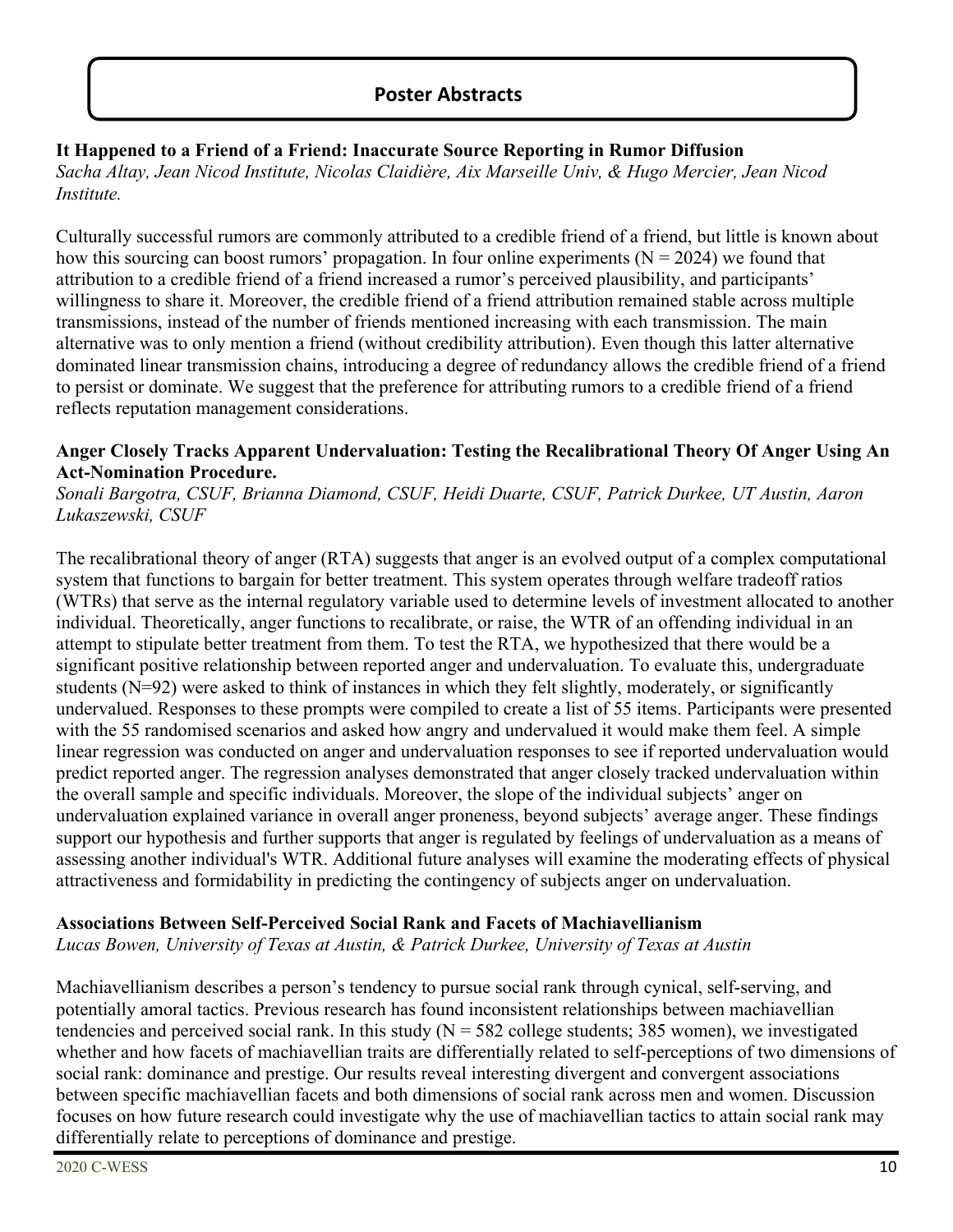# Poster Abstracts

**It Happened to a Friend of a Friend: Inaccurate Source Reporting in Rumor Diffusion**
*Sacha Altay, Jean Nicod Institute, Nicolas Claidière, Aix Marseille Univ, & Hugo Mercier, Jean Nicod Institute.*

Culturally successful rumors are commonly attributed to a credible friend of a friend, but little is known about how this sourcing can boost rumors' propagation. In four online experiments (N = 2024) we found that attribution to a credible friend of a friend increased a rumor's perceived plausibility, and participants' willingness to share it. Moreover, the credible friend of a friend attribution remained stable across multiple transmissions, instead of the number of friends mentioned increasing with each transmission. The main alternative was to only mention a friend (without credibility attribution). Even though this latter alternative dominated linear transmission chains, introducing a degree of redundancy allows the credible friend of a friend to persist or dominate. We suggest that the preference for attributing rumors to a credible friend of a friend reflects reputation management considerations.

**Anger Closely Tracks Apparent Undervaluation: Testing the Recalibrational Theory Of Anger Using An Act-Nomination Procedure.**
*Sonali Bargotra, CSUF, Brianna Diamond, CSUF, Heidi Duarte, CSUF, Patrick Durkee, UT Austin, Aaron Lukaszewski, CSUF*

The recalibrational theory of anger (RTA) suggests that anger is an evolved output of a complex computational system that functions to bargain for better treatment. This system operates through welfare tradeoff ratios (WTRs) that serve as the internal regulatory variable used to determine levels of investment allocated to another individual. Theoretically, anger functions to recalibrate, or raise, the WTR of an offending individual in an attempt to stipulate better treatment from them. To test the RTA, we hypothesized that there would be a significant positive relationship between reported anger and undervaluation. To evaluate this, undergraduate students (N=92) were asked to think of instances in which they felt slightly, moderately, or significantly undervalued. Responses to these prompts were compiled to create a list of 55 items. Participants were presented with the 55 randomised scenarios and asked how angry and undervalued it would make them feel. A simple linear regression was conducted on anger and undervaluation responses to see if reported undervaluation would predict reported anger. The regression analyses demonstrated that anger closely tracked undervaluation within the overall sample and specific individuals. Moreover, the slope of the individual subjects' anger on undervaluation explained variance in overall anger proneness, beyond subjects' average anger. These findings support our hypothesis and further supports that anger is regulated by feelings of undervaluation as a means of assessing another individual's WTR. Additional future analyses will examine the moderating effects of physical attractiveness and formidability in predicting the contingency of subjects anger on undervaluation.

**Associations Between Self-Perceived Social Rank and Facets of Machiavellianism**
*Lucas Bowen, University of Texas at Austin, & Patrick Durkee, University of Texas at Austin*

Machiavellianism describes a person's tendency to pursue social rank through cynical, self-serving, and potentially amoral tactics. Previous research has found inconsistent relationships between machiavellian tendencies and perceived social rank. In this study (N = 582 college students; 385 women), we investigated whether and how facets of machiavellian traits are differentially related to self-perceptions of two dimensions of social rank: dominance and prestige. Our results reveal interesting divergent and convergent associations between specific machiavellian facets and both dimensions of social rank across men and women. Discussion focuses on how future research could investigate why the use of machiavellian tactics to attain social rank may differentially relate to perceptions of dominance and prestige.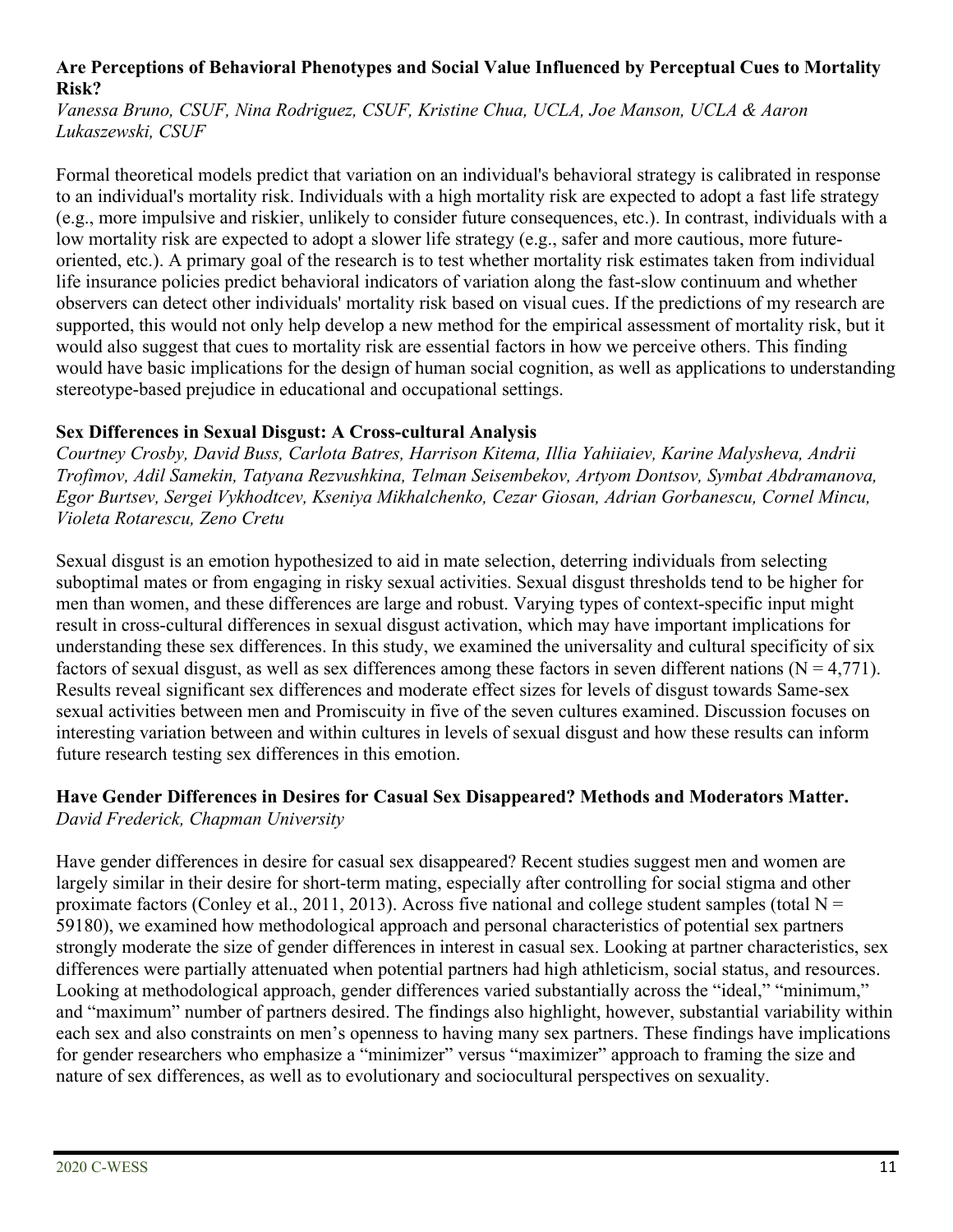### Are Perceptions of Behavioral Phenotypes and Social Value Influenced by Perceptual Cues to Mortality Risk?

*Vanessa Bruno, CSUF, Nina Rodriguez, CSUF, Kristine Chua, UCLA, Joe Manson, UCLA & Aaron Lukaszewski, CSUF*

Formal theoretical models predict that variation on an individual's behavioral strategy is calibrated in response to an individual's mortality risk. Individuals with a high mortality risk are expected to adopt a fast life strategy (e.g., more impulsive and riskier, unlikely to consider future consequences, etc.). In contrast, individuals with a low mortality risk are expected to adopt a slower life strategy (e.g., safer and more cautious, more future-oriented, etc.). A primary goal of the research is to test whether mortality risk estimates taken from individual life insurance policies predict behavioral indicators of variation along the fast-slow continuum and whether observers can detect other individuals' mortality risk based on visual cues. If the predictions of my research are supported, this would not only help develop a new method for the empirical assessment of mortality risk, but it would also suggest that cues to mortality risk are essential factors in how we perceive others. This finding would have basic implications for the design of human social cognition, as well as applications to understanding stereotype-based prejudice in educational and occupational settings.

### Sex Differences in Sexual Disgust: A Cross-cultural Analysis

*Courtney Crosby, David Buss, Carlota Batres, Harrison Kitema, Illia Yahiiaiev, Karine Malysheva, Andrii Trofimov, Adil Samekin, Tatyana Rezvushkina, Telman Seisembekov, Artyom Dontsov, Symbat Abdramanova, Egor Burtsev, Sergei Vykhodtcev, Kseniya Mikhalchenko, Cezar Giosan, Adrian Gorbanescu, Cornel Mincu, Violeta Rotarescu, Zeno Cretu*

Sexual disgust is an emotion hypothesized to aid in mate selection, deterring individuals from selecting suboptimal mates or from engaging in risky sexual activities. Sexual disgust thresholds tend to be higher for men than women, and these differences are large and robust. Varying types of context-specific input might result in cross-cultural differences in sexual disgust activation, which may have important implications for understanding these sex differences. In this study, we examined the universality and cultural specificity of six factors of sexual disgust, as well as sex differences among these factors in seven different nations ($N = 4{,}771$). Results reveal significant sex differences and moderate effect sizes for levels of disgust towards Same-sex sexual activities between men and Promiscuity in five of the seven cultures examined. Discussion focuses on interesting variation between and within cultures in levels of sexual disgust and how these results can inform future research testing sex differences in this emotion.

### Have Gender Differences in Desires for Casual Sex Disappeared? Methods and Moderators Matter.

*David Frederick, Chapman University*

Have gender differences in desire for casual sex disappeared? Recent studies suggest men and women are largely similar in their desire for short-term mating, especially after controlling for social stigma and other proximate factors (Conley et al., 2011, 2013). Across five national and college student samples (total $N = 59180$), we examined how methodological approach and personal characteristics of potential sex partners strongly moderate the size of gender differences in interest in casual sex. Looking at partner characteristics, sex differences were partially attenuated when potential partners had high athleticism, social status, and resources. Looking at methodological approach, gender differences varied substantially across the "ideal," "minimum," and "maximum" number of partners desired. The findings also highlight, however, substantial variability within each sex and also constraints on men's openness to having many sex partners. These findings have implications for gender researchers who emphasize a "minimizer" versus "maximizer" approach to framing the size and nature of sex differences, as well as to evolutionary and sociocultural perspectives on sexuality.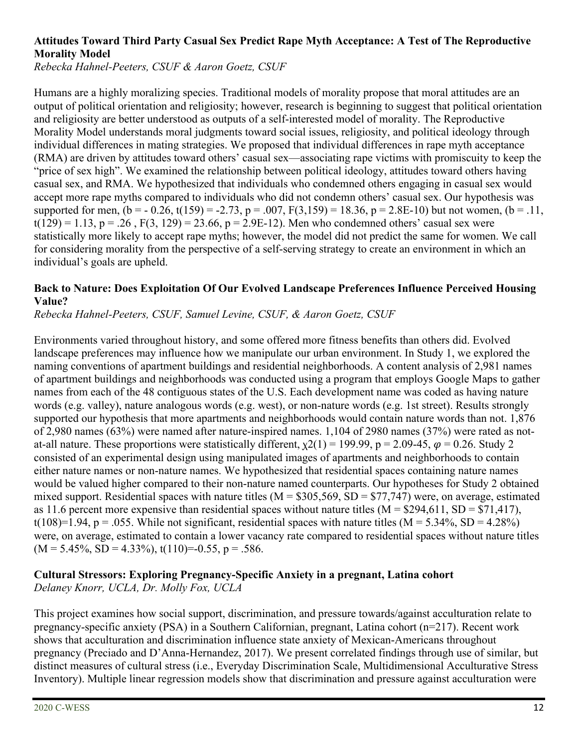**Attitudes Toward Third Party Casual Sex Predict Rape Myth Acceptance: A Test of The Reproductive Morality Model**

*Rebecka Hahnel-Peeters, CSUF & Aaron Goetz, CSUF*

Humans are a highly moralizing species. Traditional models of morality propose that moral attitudes are an output of political orientation and religiosity; however, research is beginning to suggest that political orientation and religiosity are better understood as outputs of a self-interested model of morality. The Reproductive Morality Model understands moral judgments toward social issues, religiosity, and political ideology through individual differences in mating strategies. We proposed that individual differences in rape myth acceptance (RMA) are driven by attitudes toward others' casual sex—associating rape victims with promiscuity to keep the "price of sex high". We examined the relationship between political ideology, attitudes toward others having casual sex, and RMA. We hypothesized that individuals who condemned others engaging in casual sex would accept more rape myths compared to individuals who did not condemn others' casual sex. Our hypothesis was supported for men, ($b = -0.26$, $t(159) = -2.73$, $p = .007$, $F(3,159) = 18.36$, $p = 2.8E\text{-}10$) but not women, ($b = .11$, $t(129) = 1.13$, $p = .26$ , $F(3, 129) = 23.66$, $p = 2.9E\text{-}12$). Men who condemned others' casual sex were statistically more likely to accept rape myths; however, the model did not predict the same for women. We call for considering morality from the perspective of a self-serving strategy to create an environment in which an individual's goals are upheld.

**Back to Nature: Does Exploitation Of Our Evolved Landscape Preferences Influence Perceived Housing Value?**

*Rebecka Hahnel-Peeters, CSUF, Samuel Levine, CSUF, & Aaron Goetz, CSUF*

Environments varied throughout history, and some offered more fitness benefits than others did. Evolved landscape preferences may influence how we manipulate our urban environment. In Study 1, we explored the naming conventions of apartment buildings and residential neighborhoods. A content analysis of 2,981 names of apartment buildings and neighborhoods was conducted using a program that employs Google Maps to gather names from each of the 48 contiguous states of the U.S. Each development name was coded as having nature words (e.g. valley), nature analogous words (e.g. west), or non-nature words (e.g. 1st street). Results strongly supported our hypothesis that more apartments and neighborhoods would contain nature words than not. 1,876 of 2,980 names (63%) were named after nature-inspired names. 1,104 of 2980 names (37%) were rated as not-at-all nature. These proportions were statistically different, $\chi2(1) = 199.99$, $p = 2.09\text{-}45$, $\varphi = 0.26$. Study 2 consisted of an experimental design using manipulated images of apartments and neighborhoods to contain either nature names or non-nature names. We hypothesized that residential spaces containing nature names would be valued higher compared to their non-nature named counterparts. Our hypotheses for Study 2 obtained mixed support. Residential spaces with nature titles ($M = \$305{,}569$, $SD = \$77{,}747$) were, on average, estimated as 11.6 percent more expensive than residential spaces without nature titles ($M = \$294{,}611$, $SD = \$71{,}417$), $t(108)=1.94$, $p = .055$. While not significant, residential spaces with nature titles ($M = 5.34\%$, $SD = 4.28\%$) were, on average, estimated to contain a lower vacancy rate compared to residential spaces without nature titles ($M = 5.45\%$, $SD = 4.33\%$), $t(110)=-0.55$, $p = .586$.

**Cultural Stressors: Exploring Pregnancy-Specific Anxiety in a pregnant, Latina cohort**

*Delaney Knorr, UCLA, Dr. Molly Fox, UCLA*

This project examines how social support, discrimination, and pressure towards/against acculturation relate to pregnancy-specific anxiety (PSA) in a Southern Californian, pregnant, Latina cohort (n=217). Recent work shows that acculturation and discrimination influence state anxiety of Mexican-Americans throughout pregnancy (Preciado and D'Anna-Hernandez, 2017). We present correlated findings through use of similar, but distinct measures of cultural stress (i.e., Everyday Discrimination Scale, Multidimensional Acculturative Stress Inventory). Multiple linear regression models show that discrimination and pressure against acculturation were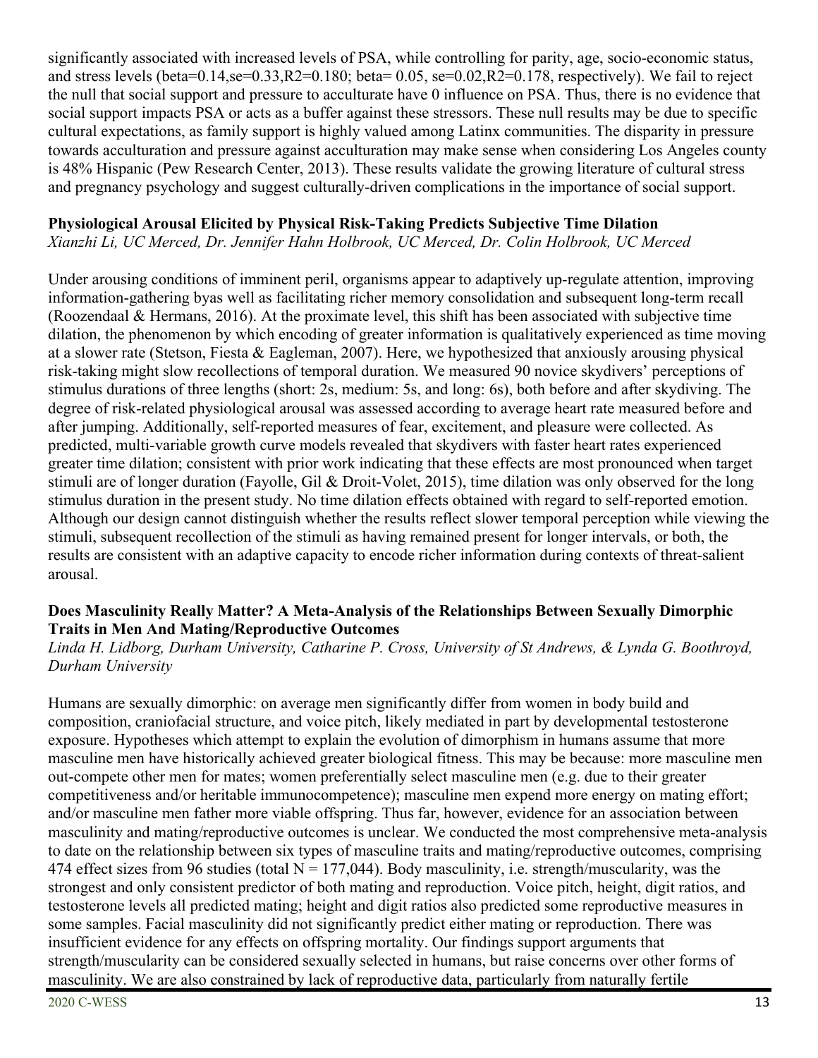significantly associated with increased levels of PSA, while controlling for parity, age, socio-economic status, and stress levels (beta=0.14,se=0.33,$R^2$=0.180; beta= 0.05, se=0.02,$R^2$=0.178, respectively). We fail to reject the null that social support and pressure to acculturate have 0 influence on PSA. Thus, there is no evidence that social support impacts PSA or acts as a buffer against these stressors. These null results may be due to specific cultural expectations, as family support is highly valued among Latinx communities. The disparity in pressure towards acculturation and pressure against acculturation may make sense when considering Los Angeles county is 48% Hispanic (Pew Research Center, 2013). These results validate the growing literature of cultural stress and pregnancy psychology and suggest culturally-driven complications in the importance of social support.

**Physiological Arousal Elicited by Physical Risk-Taking Predicts Subjective Time Dilation**
*Xianzhi Li, UC Merced, Dr. Jennifer Hahn Holbrook, UC Merced, Dr. Colin Holbrook, UC Merced*

Under arousing conditions of imminent peril, organisms appear to adaptively up-regulate attention, improving information-gathering byas well as facilitating richer memory consolidation and subsequent long-term recall (Roozendaal & Hermans, 2016). At the proximate level, this shift has been associated with subjective time dilation, the phenomenon by which encoding of greater information is qualitatively experienced as time moving at a slower rate (Stetson, Fiesta & Eagleman, 2007). Here, we hypothesized that anxiously arousing physical risk-taking might slow recollections of temporal duration. We measured 90 novice skydivers' perceptions of stimulus durations of three lengths (short: 2s, medium: 5s, and long: 6s), both before and after skydiving. The degree of risk-related physiological arousal was assessed according to average heart rate measured before and after jumping. Additionally, self-reported measures of fear, excitement, and pleasure were collected. As predicted, multi-variable growth curve models revealed that skydivers with faster heart rates experienced greater time dilation; consistent with prior work indicating that these effects are most pronounced when target stimuli are of longer duration (Fayolle, Gil & Droit-Volet, 2015), time dilation was only observed for the long stimulus duration in the present study. No time dilation effects obtained with regard to self-reported emotion. Although our design cannot distinguish whether the results reflect slower temporal perception while viewing the stimuli, subsequent recollection of the stimuli as having remained present for longer intervals, or both, the results are consistent with an adaptive capacity to encode richer information during contexts of threat-salient arousal.

**Does Masculinity Really Matter? A Meta-Analysis of the Relationships Between Sexually Dimorphic Traits in Men And Mating/Reproductive Outcomes**
*Linda H. Lidborg, Durham University, Catharine P. Cross, University of St Andrews, & Lynda G. Boothroyd, Durham University*

Humans are sexually dimorphic: on average men significantly differ from women in body build and composition, craniofacial structure, and voice pitch, likely mediated in part by developmental testosterone exposure. Hypotheses which attempt to explain the evolution of dimorphism in humans assume that more masculine men have historically achieved greater biological fitness. This may be because: more masculine men out-compete other men for mates; women preferentially select masculine men (e.g. due to their greater competitiveness and/or heritable immunocompetence); masculine men expend more energy on mating effort; and/or masculine men father more viable offspring. Thus far, however, evidence for an association between masculinity and mating/reproductive outcomes is unclear. We conducted the most comprehensive meta-analysis to date on the relationship between six types of masculine traits and mating/reproductive outcomes, comprising 474 effect sizes from 96 studies (total N = 177,044). Body masculinity, i.e. strength/muscularity, was the strongest and only consistent predictor of both mating and reproduction. Voice pitch, height, digit ratios, and testosterone levels all predicted mating; height and digit ratios also predicted some reproductive measures in some samples. Facial masculinity did not significantly predict either mating or reproduction. There was insufficient evidence for any effects on offspring mortality. Our findings support arguments that strength/muscularity can be considered sexually selected in humans, but raise concerns over other forms of masculinity. We are also constrained by lack of reproductive data, particularly from naturally fertile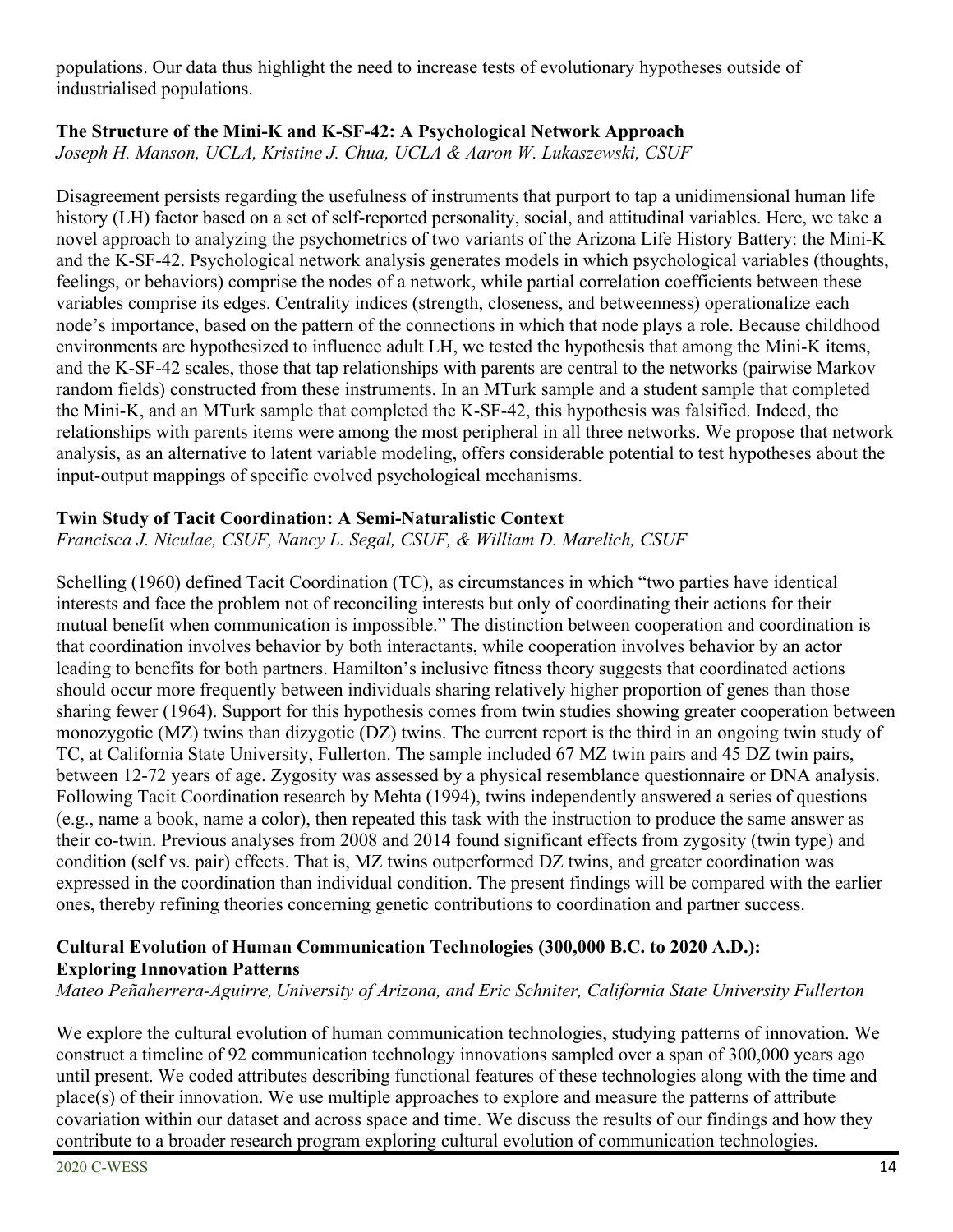populations. Our data thus highlight the need to increase tests of evolutionary hypotheses outside of industrialised populations.

**The Structure of the Mini-K and K-SF-42: A Psychological Network Approach**
*Joseph H. Manson, UCLA, Kristine J. Chua, UCLA & Aaron W. Lukaszewski, CSUF*

Disagreement persists regarding the usefulness of instruments that purport to tap a unidimensional human life history (LH) factor based on a set of self-reported personality, social, and attitudinal variables. Here, we take a novel approach to analyzing the psychometrics of two variants of the Arizona Life History Battery: the Mini-K and the K-SF-42. Psychological network analysis generates models in which psychological variables (thoughts, feelings, or behaviors) comprise the nodes of a network, while partial correlation coefficients between these variables comprise its edges. Centrality indices (strength, closeness, and betweenness) operationalize each node's importance, based on the pattern of the connections in which that node plays a role. Because childhood environments are hypothesized to influence adult LH, we tested the hypothesis that among the Mini-K items, and the K-SF-42 scales, those that tap relationships with parents are central to the networks (pairwise Markov random fields) constructed from these instruments. In an MTurk sample and a student sample that completed the Mini-K, and an MTurk sample that completed the K-SF-42, this hypothesis was falsified. Indeed, the relationships with parents items were among the most peripheral in all three networks. We propose that network analysis, as an alternative to latent variable modeling, offers considerable potential to test hypotheses about the input-output mappings of specific evolved psychological mechanisms.

**Twin Study of Tacit Coordination: A Semi-Naturalistic Context**
*Francisca J. Niculae, CSUF, Nancy L. Segal, CSUF, & William D. Marelich, CSUF*

Schelling (1960) defined Tacit Coordination (TC), as circumstances in which "two parties have identical interests and face the problem not of reconciling interests but only of coordinating their actions for their mutual benefit when communication is impossible." The distinction between cooperation and coordination is that coordination involves behavior by both interactants, while cooperation involves behavior by an actor leading to benefits for both partners. Hamilton's inclusive fitness theory suggests that coordinated actions should occur more frequently between individuals sharing relatively higher proportion of genes than those sharing fewer (1964). Support for this hypothesis comes from twin studies showing greater cooperation between monozygotic (MZ) twins than dizygotic (DZ) twins. The current report is the third in an ongoing twin study of TC, at California State University, Fullerton. The sample included 67 MZ twin pairs and 45 DZ twin pairs, between 12-72 years of age. Zygosity was assessed by a physical resemblance questionnaire or DNA analysis. Following Tacit Coordination research by Mehta (1994), twins independently answered a series of questions (e.g., name a book, name a color), then repeated this task with the instruction to produce the same answer as their co-twin. Previous analyses from 2008 and 2014 found significant effects from zygosity (twin type) and condition (self vs. pair) effects. That is, MZ twins outperformed DZ twins, and greater coordination was expressed in the coordination than individual condition. The present findings will be compared with the earlier ones, thereby refining theories concerning genetic contributions to coordination and partner success.

**Cultural Evolution of Human Communication Technologies (300,000 B.C. to 2020 A.D.): Exploring Innovation Patterns**
*Mateo Peñaherrera-Aguirre, University of Arizona, and Eric Schniter, California State University Fullerton*

We explore the cultural evolution of human communication technologies, studying patterns of innovation. We construct a timeline of 92 communication technology innovations sampled over a span of 300,000 years ago until present. We coded attributes describing functional features of these technologies along with the time and place(s) of their innovation. We use multiple approaches to explore and measure the patterns of attribute covariation within our dataset and across space and time. We discuss the results of our findings and how they contribute to a broader research program exploring cultural evolution of communication technologies.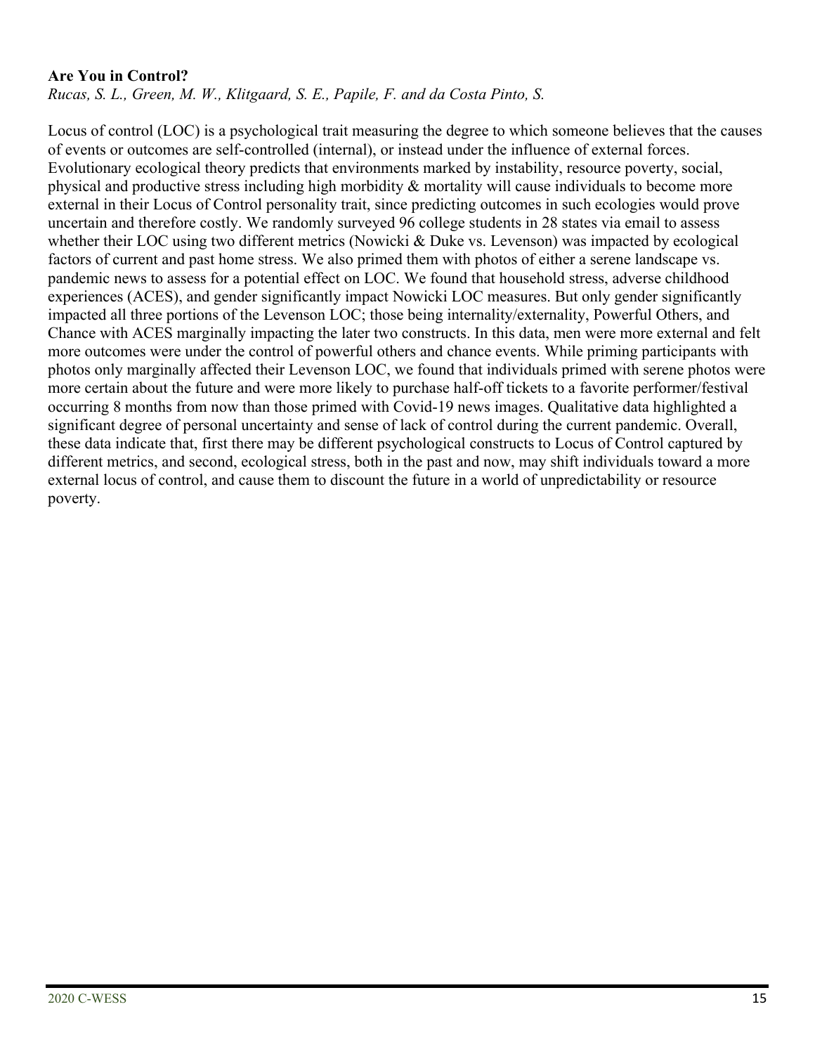**Are You in Control?**

*Rucas, S. L., Green, M. W., Klitgaard, S. E., Papile, F. and da Costa Pinto, S.*

Locus of control (LOC) is a psychological trait measuring the degree to which someone believes that the causes of events or outcomes are self-controlled (internal), or instead under the influence of external forces. Evolutionary ecological theory predicts that environments marked by instability, resource poverty, social, physical and productive stress including high morbidity & mortality will cause individuals to become more external in their Locus of Control personality trait, since predicting outcomes in such ecologies would prove uncertain and therefore costly. We randomly surveyed 96 college students in 28 states via email to assess whether their LOC using two different metrics (Nowicki & Duke vs. Levenson) was impacted by ecological factors of current and past home stress. We also primed them with photos of either a serene landscape vs. pandemic news to assess for a potential effect on LOC. We found that household stress, adverse childhood experiences (ACES), and gender significantly impact Nowicki LOC measures. But only gender significantly impacted all three portions of the Levenson LOC; those being internality/externality, Powerful Others, and Chance with ACES marginally impacting the later two constructs. In this data, men were more external and felt more outcomes were under the control of powerful others and chance events. While priming participants with photos only marginally affected their Levenson LOC, we found that individuals primed with serene photos were more certain about the future and were more likely to purchase half-off tickets to a favorite performer/festival occurring 8 months from now than those primed with Covid-19 news images. Qualitative data highlighted a significant degree of personal uncertainty and sense of lack of control during the current pandemic. Overall, these data indicate that, first there may be different psychological constructs to Locus of Control captured by different metrics, and second, ecological stress, both in the past and now, may shift individuals toward a more external locus of control, and cause them to discount the future in a world of unpredictability or resource poverty.